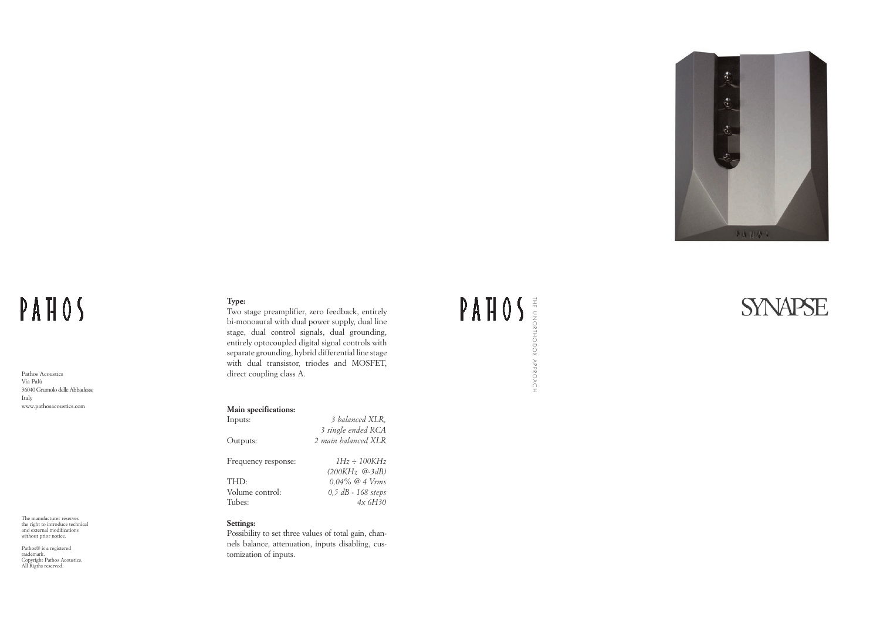# PATHOS

Pathos Acoustics
Via Palù
36040 Grumolo delle Abbadesse
Italy
www.pathosacoustics.com

The manufacturer reserves the right to introduce technical and external modifications without prior notice.

Pathos® is a registered trademark.
Copyright Pathos Acoustics.
All Rigths reserved.

**Type:**

Two stage preamplifier, zero feedback, entirely bi-monoaural with dual power supply, dual line stage, dual control signals, dual grounding, entirely optocoupled digital signal controls with separate grounding, hybrid differential line stage with dual transistor, triodes and MOSFET, direct coupling class A.

**Main specifications:**

| | |
|---|---|
| Inputs: | *3 balanced XLR, 3 single ended RCA* |
| Outputs: | *2 main balanced XLR* |
| Frequency response: | *1Hz ÷ 100KHz (200KHz @-3dB)* |
| THD: | *0,04% @ 4 Vrms* |
| Volume control: | *0,5 dB - 168 steps* |
| Tubes: | *4x 6H30* |

**Settings:**

Possibility to set three values of total gain, channels balance, attenuation, inputs disabling, customization of inputs.

# PATHOS

THE UNORTHODOX APPROACH

# SYNAPSE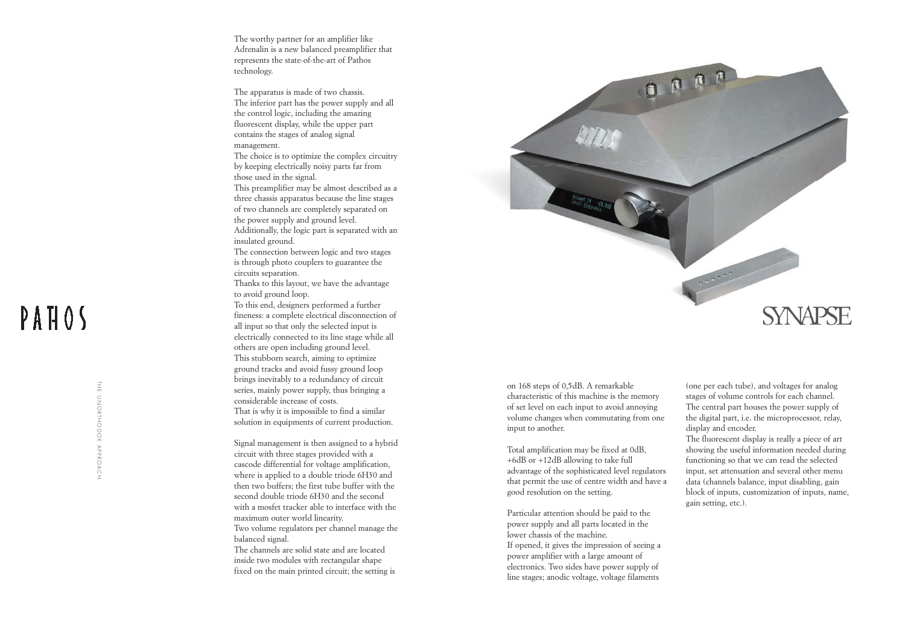# PATHOS

THE UNORTHODOX APPROACH

The worthy partner for an amplifier like Adrenalin is a new balanced preamplifier that represents the state-of-the-art of Pathos technology.

The apparatus is made of two chassis.
The inferior part has the power supply and all the control logic, including the amazing fluorescent display, while the upper part contains the stages of analog signal management.
The choice is to optimize the complex circuitry by keeping electrically noisy parts far from those used in the signal.
This preamplifier may be almost described as a three chassis apparatus because the line stages of two channels are completely separated on the power supply and ground level.
Additionally, the logic part is separated with an insulated ground.
The connection between logic and two stages is through photo couplers to guarantee the circuits separation.
Thanks to this layout, we have the advantage to avoid ground loop.
To this end, designers performed a further fineness: a complete electrical disconnection of all input so that only the selected input is electrically connected to its line stage while all others are open including ground level.
This stubborn search, aiming to optimize ground tracks and avoid fussy ground loop brings inevitably to a redundancy of circuit series, mainly power supply, thus bringing a considerable increase of costs.
That is why it is impossible to find a similar solution in equipments of current production.

Signal management is then assigned to a hybrid circuit with three stages provided with a cascode differential for voltage amplification, where is applied to a double triode 6H30 and then two buffers; the first tube buffer with the second double triode 6H30 and the second with a mosfet tracker able to interface with the maximum outer world linearity.
Two volume regulators per channel manage the balanced signal.
The channels are solid state and are located inside two modules with rectangular shape fixed on the main printed circuit; the setting is on 168 steps of 0,5dB. A remarkable characteristic of this machine is the memory of set level on each input to avoid annoying volume changes when commutating from one input to another.

Total amplification may be fixed at 0dB, +6dB or +12dB allowing to take full advantage of the sophisticated level regulators that permit the use of centre width and have a good resolution on the setting.

Particular attention should be paid to the power supply and all parts located in the lower chassis of the machine.
If opened, it gives the impression of seeing a power amplifier with a large amount of electronics. Two sides have power supply of line stages; anodic voltage, voltage filaments (one per each tube), and voltages for analog stages of volume controls for each channel.
The central part houses the power supply of the digital part, i.e. the microprocessor, relay, display and encoder.
The fluorescent display is really a piece of art showing the useful information needed during functioning so that we can read the selected input, set attenuation and several other menu data (channels balance, input disabling, gain block of inputs, customization of inputs, name, gain setting, etc.).

## SYNAPSE